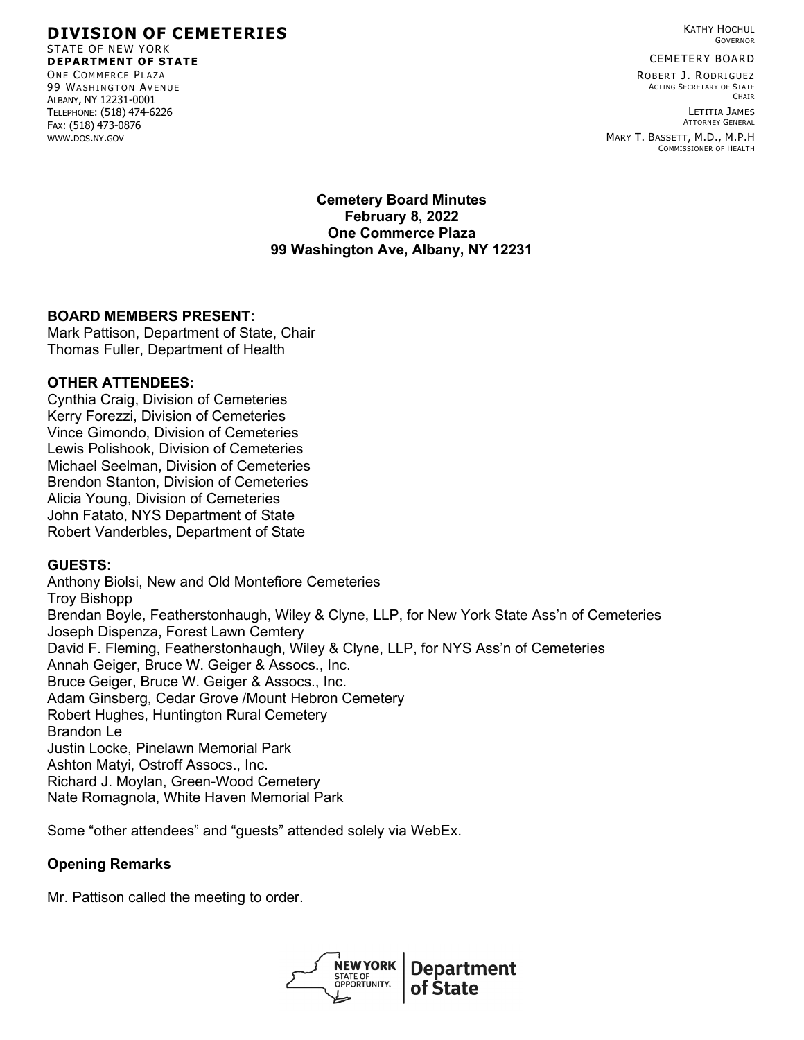**DIVISION OF CEMETERIES**
STATE OF NEW YORK
**DEPARTMENT OF STATE**
ONE COMMERCE PLAZA
99 WASHINGTON AVENUE
ALBANY, NY 12231-0001
TELEPHONE: (518) 474-6226
FAX: (518) 473-0876
WWW.DOS.NY.GOV

KATHY HOCHUL
GOVERNOR

CEMETERY BOARD

ROBERT J. RODRIGUEZ
ACTING SECRETARY OF STATE
CHAIR

LETITIA JAMES
ATTORNEY GENERAL

MARY T. BASSETT, M.D., M.P.H
COMMISSIONER OF HEALTH

**Cemetery Board Minutes**
**February 8, 2022**
**One Commerce Plaza**
**99 Washington Ave, Albany, NY 12231**

**BOARD MEMBERS PRESENT:**
Mark Pattison, Department of State, Chair
Thomas Fuller, Department of Health

**OTHER ATTENDEES:**
Cynthia Craig, Division of Cemeteries
Kerry Forezzi, Division of Cemeteries
Vince Gimondo, Division of Cemeteries
Lewis Polishook, Division of Cemeteries
Michael Seelman, Division of Cemeteries
Brendon Stanton, Division of Cemeteries
Alicia Young, Division of Cemeteries
John Fatato, NYS Department of State
Robert Vanderbles, Department of State

**GUESTS:**
Anthony Biolsi, New and Old Montefiore Cemeteries
Troy Bishopp
Brendan Boyle, Featherstonhaugh, Wiley & Clyne, LLP, for New York State Ass'n of Cemeteries
Joseph Dispenza, Forest Lawn Cemtery
David F. Fleming, Featherstonhaugh, Wiley & Clyne, LLP, for NYS Ass'n of Cemeteries
Annah Geiger, Bruce W. Geiger & Assocs., Inc.
Bruce Geiger, Bruce W. Geiger & Assocs., Inc.
Adam Ginsberg, Cedar Grove /Mount Hebron Cemetery
Robert Hughes, Huntington Rural Cemetery
Brandon Le
Justin Locke, Pinelawn Memorial Park
Ashton Matyi, Ostroff Assocs., Inc.
Richard J. Moylan, Green-Wood Cemetery
Nate Romagnola, White Haven Memorial Park

Some "other attendees" and "guests" attended solely via WebEx.

**Opening Remarks**

Mr. Pattison called the meeting to order.

NEW YORK STATE OF OPPORTUNITY. | Department of State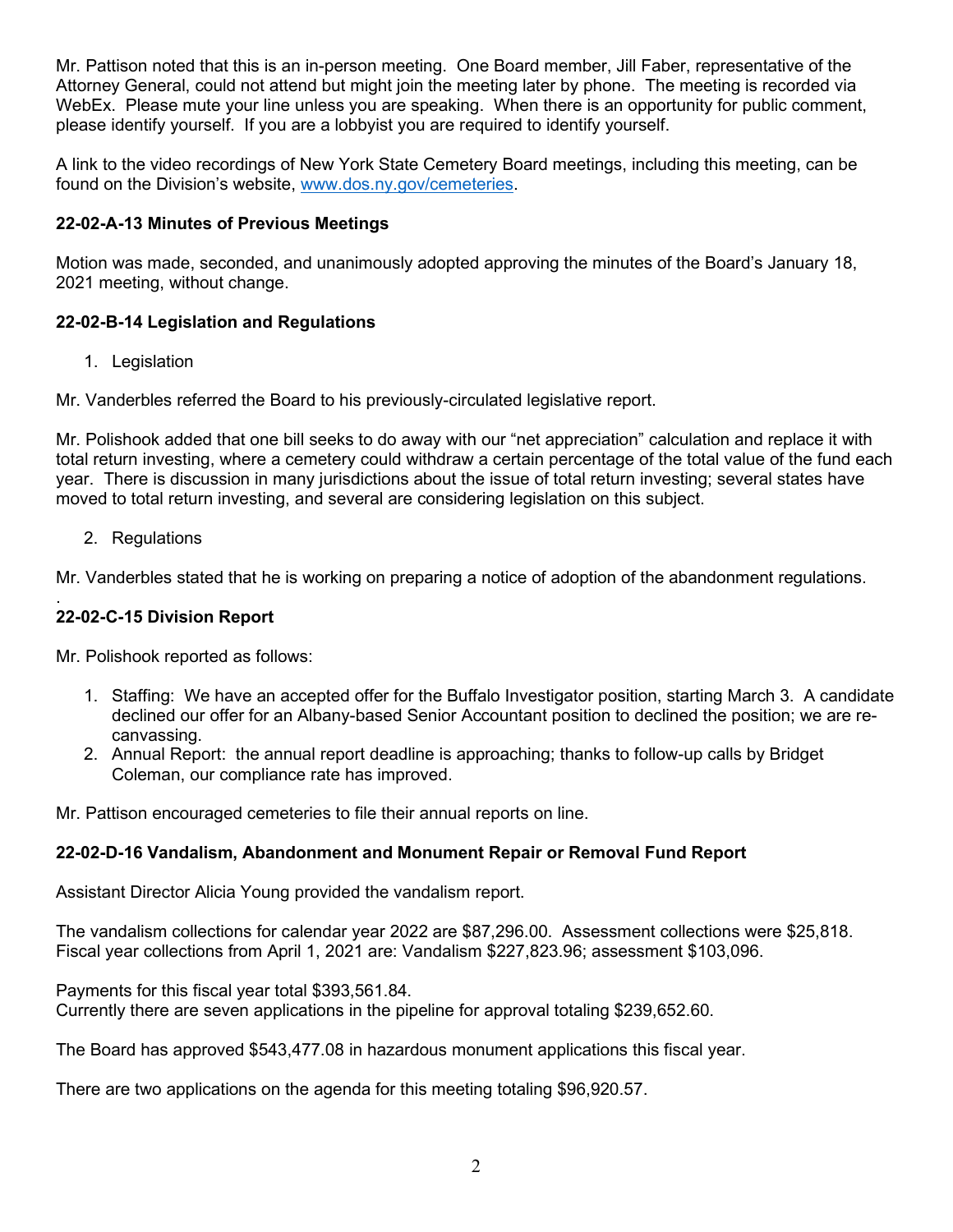Mr. Pattison noted that this is an in-person meeting. One Board member, Jill Faber, representative of the Attorney General, could not attend but might join the meeting later by phone. The meeting is recorded via WebEx. Please mute your line unless you are speaking. When there is an opportunity for public comment, please identify yourself. If you are a lobbyist you are required to identify yourself.

A link to the video recordings of New York State Cemetery Board meetings, including this meeting, can be found on the Division's website, www.dos.ny.gov/cemeteries.

**22-02-A-13 Minutes of Previous Meetings**

Motion was made, seconded, and unanimously adopted approving the minutes of the Board's January 18, 2021 meeting, without change.

**22-02-B-14 Legislation and Regulations**

1. Legislation

Mr. Vanderbles referred the Board to his previously-circulated legislative report.

Mr. Polishook added that one bill seeks to do away with our "net appreciation" calculation and replace it with total return investing, where a cemetery could withdraw a certain percentage of the total value of the fund each year. There is discussion in many jurisdictions about the issue of total return investing; several states have moved to total return investing, and several are considering legislation on this subject.

2. Regulations

Mr. Vanderbles stated that he is working on preparing a notice of adoption of the abandonment regulations.
.

**22-02-C-15 Division Report**

Mr. Polishook reported as follows:

1. Staffing: We have an accepted offer for the Buffalo Investigator position, starting March 3. A candidate declined our offer for an Albany-based Senior Accountant position to declined the position; we are re-canvassing.
2. Annual Report: the annual report deadline is approaching; thanks to follow-up calls by Bridget Coleman, our compliance rate has improved.

Mr. Pattison encouraged cemeteries to file their annual reports on line.

**22-02-D-16 Vandalism, Abandonment and Monument Repair or Removal Fund Report**

Assistant Director Alicia Young provided the vandalism report.

The vandalism collections for calendar year 2022 are $87,296.00. Assessment collections were $25,818. Fiscal year collections from April 1, 2021 are: Vandalism $227,823.96; assessment $103,096.

Payments for this fiscal year total $393,561.84.
Currently there are seven applications in the pipeline for approval totaling $239,652.60.

The Board has approved $543,477.08 in hazardous monument applications this fiscal year.

There are two applications on the agenda for this meeting totaling $96,920.57.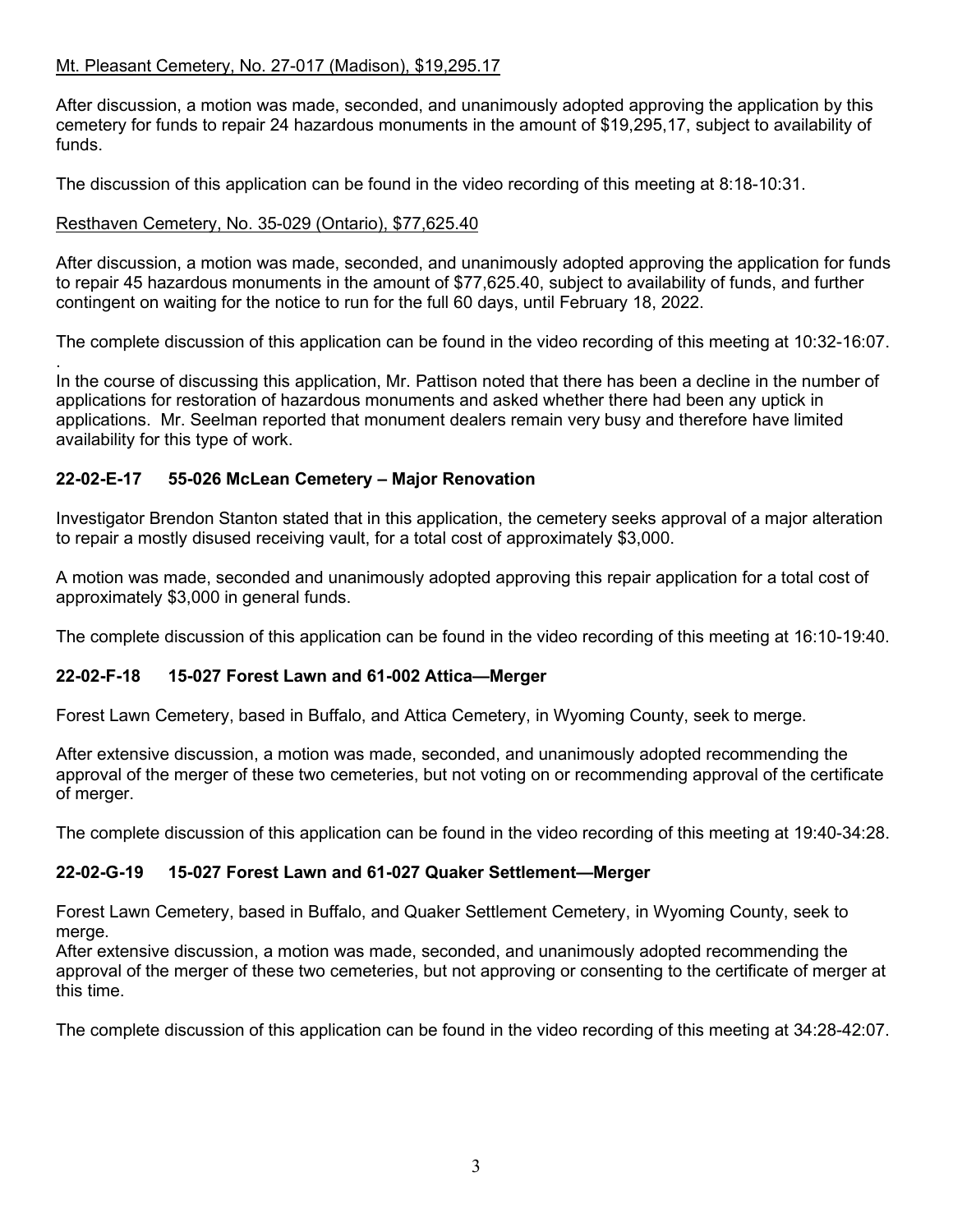Mt. Pleasant Cemetery, No. 27-017 (Madison), $19,295.17

After discussion, a motion was made, seconded, and unanimously adopted approving the application by this cemetery for funds to repair 24 hazardous monuments in the amount of $19,295,17, subject to availability of funds.

The discussion of this application can be found in the video recording of this meeting at 8:18-10:31.

Resthaven Cemetery, No. 35-029 (Ontario), $77,625.40

After discussion, a motion was made, seconded, and unanimously adopted approving the application for funds to repair 45 hazardous monuments in the amount of $77,625.40, subject to availability of funds, and further contingent on waiting for the notice to run for the full 60 days, until February 18, 2022.

The complete discussion of this application can be found in the video recording of this meeting at 10:32-16:07.

.

In the course of discussing this application, Mr. Pattison noted that there has been a decline in the number of applications for restoration of hazardous monuments and asked whether there had been any uptick in applications. Mr. Seelman reported that monument dealers remain very busy and therefore have limited availability for this type of work.

### 22-02-E-17 55-026 McLean Cemetery – Major Renovation

Investigator Brendon Stanton stated that in this application, the cemetery seeks approval of a major alteration to repair a mostly disused receiving vault, for a total cost of approximately $3,000.

A motion was made, seconded and unanimously adopted approving this repair application for a total cost of approximately $3,000 in general funds.

The complete discussion of this application can be found in the video recording of this meeting at 16:10-19:40.

### 22-02-F-18 15-027 Forest Lawn and 61-002 Attica—Merger

Forest Lawn Cemetery, based in Buffalo, and Attica Cemetery, in Wyoming County, seek to merge.

After extensive discussion, a motion was made, seconded, and unanimously adopted recommending the approval of the merger of these two cemeteries, but not voting on or recommending approval of the certificate of merger.

The complete discussion of this application can be found in the video recording of this meeting at 19:40-34:28.

### 22-02-G-19 15-027 Forest Lawn and 61-027 Quaker Settlement—Merger

Forest Lawn Cemetery, based in Buffalo, and Quaker Settlement Cemetery, in Wyoming County, seek to merge.

After extensive discussion, a motion was made, seconded, and unanimously adopted recommending the approval of the merger of these two cemeteries, but not approving or consenting to the certificate of merger at this time.

The complete discussion of this application can be found in the video recording of this meeting at 34:28-42:07.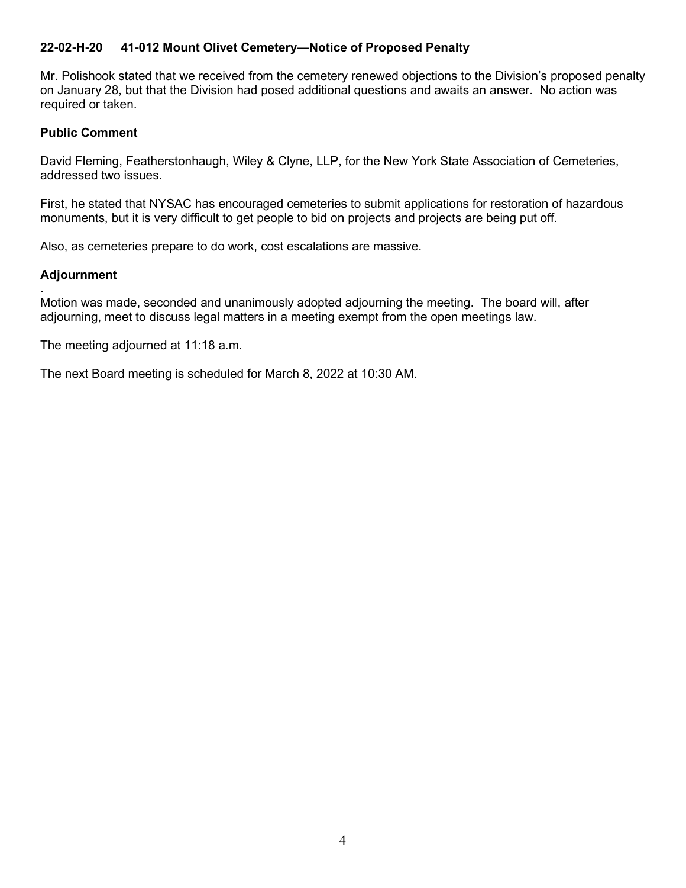### 22-02-H-20 41-012 Mount Olivet Cemetery—Notice of Proposed Penalty

Mr. Polishook stated that we received from the cemetery renewed objections to the Division's proposed penalty on January 28, but that the Division had posed additional questions and awaits an answer. No action was required or taken.

### Public Comment

David Fleming, Featherstonhaugh, Wiley & Clyne, LLP, for the New York State Association of Cemeteries, addressed two issues.

First, he stated that NYSAC has encouraged cemeteries to submit applications for restoration of hazardous monuments, but it is very difficult to get people to bid on projects and projects are being put off.

Also, as cemeteries prepare to do work, cost escalations are massive.

### Adjournment

.
Motion was made, seconded and unanimously adopted adjourning the meeting. The board will, after adjourning, meet to discuss legal matters in a meeting exempt from the open meetings law.

The meeting adjourned at 11:18 a.m.

The next Board meeting is scheduled for March 8, 2022 at 10:30 AM.